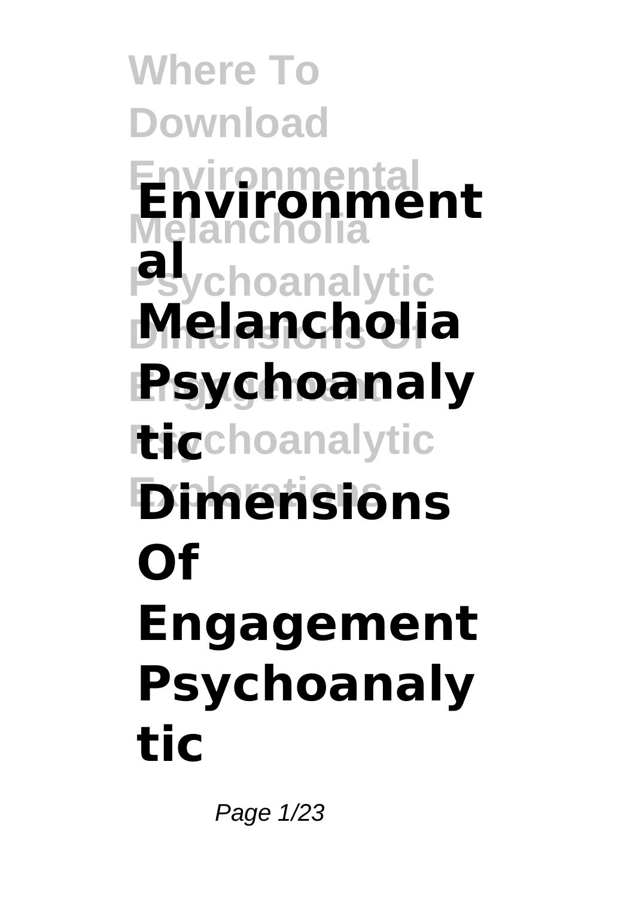# Environmental Melancholia Psychoanalytic Dimensions Of Engagement Psychoanalytic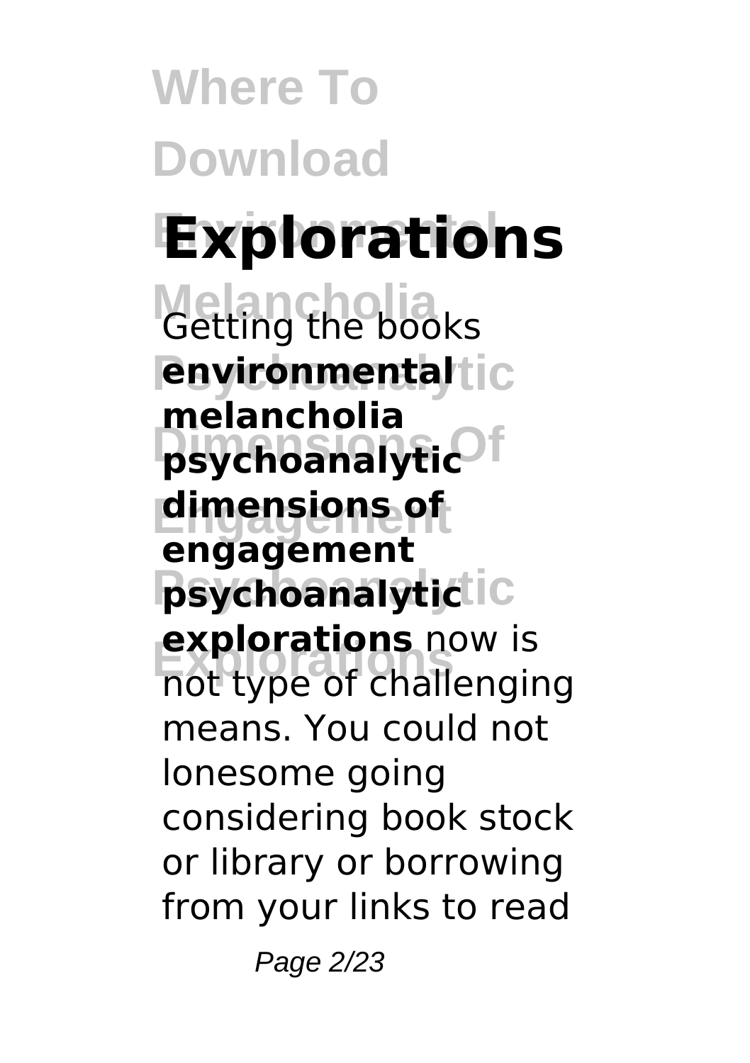# Where To Download Environmental Melancholia Psychoanalytic Dimensions Of Engagement Psychoanalytic Explorations

Getting the books **environmental melancholia psychoanalytic dimensions of engagement psychoanalytic explorations** now is not type of challenging means. You could not lonesome going considering book stock or library or borrowing from your links to read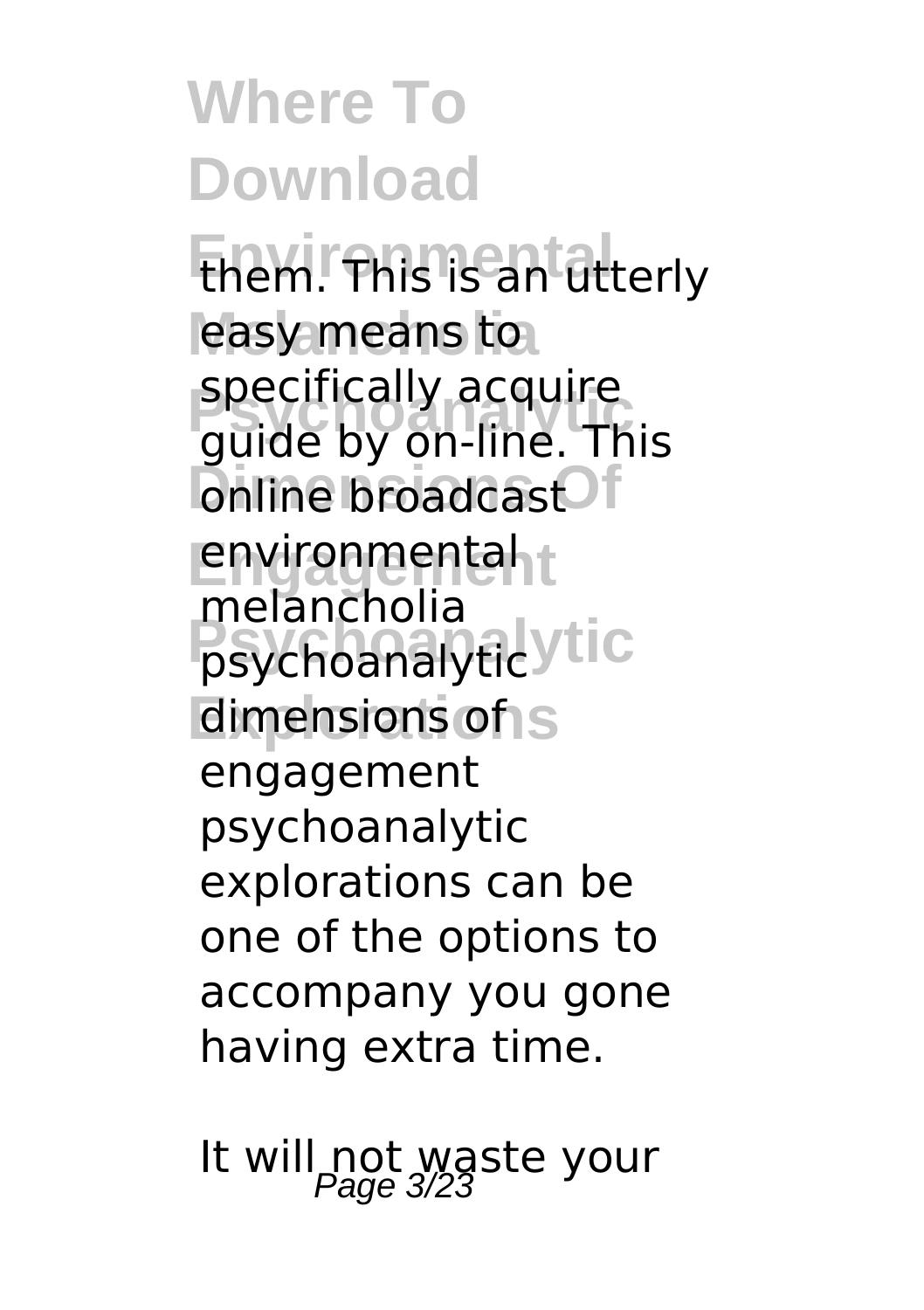them. This is an utterly easy means to specifically acquire guide by on-line. This online broadcast environmental melancholia psychoanalytic dimensions of engagement psychoanalytic explorations can be one of the options to accompany you gone having extra time.

It will not waste your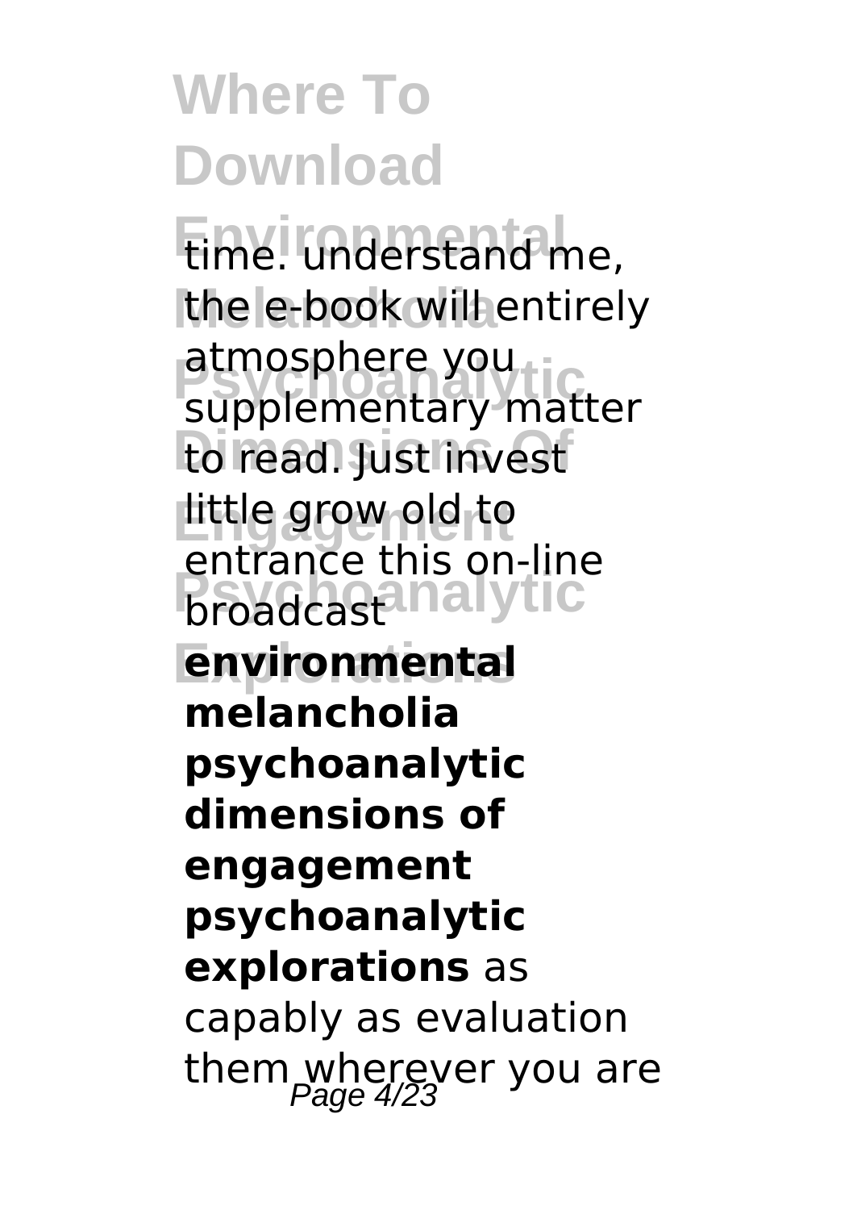time. understand me, the e-book will entirely atmosphere you supplementary matter to read. Just invest little grow old to entrance this on-line broadcast **environmental melancholia psychoanalytic dimensions of engagement psychoanalytic explorations** as capably as evaluation them wherever you are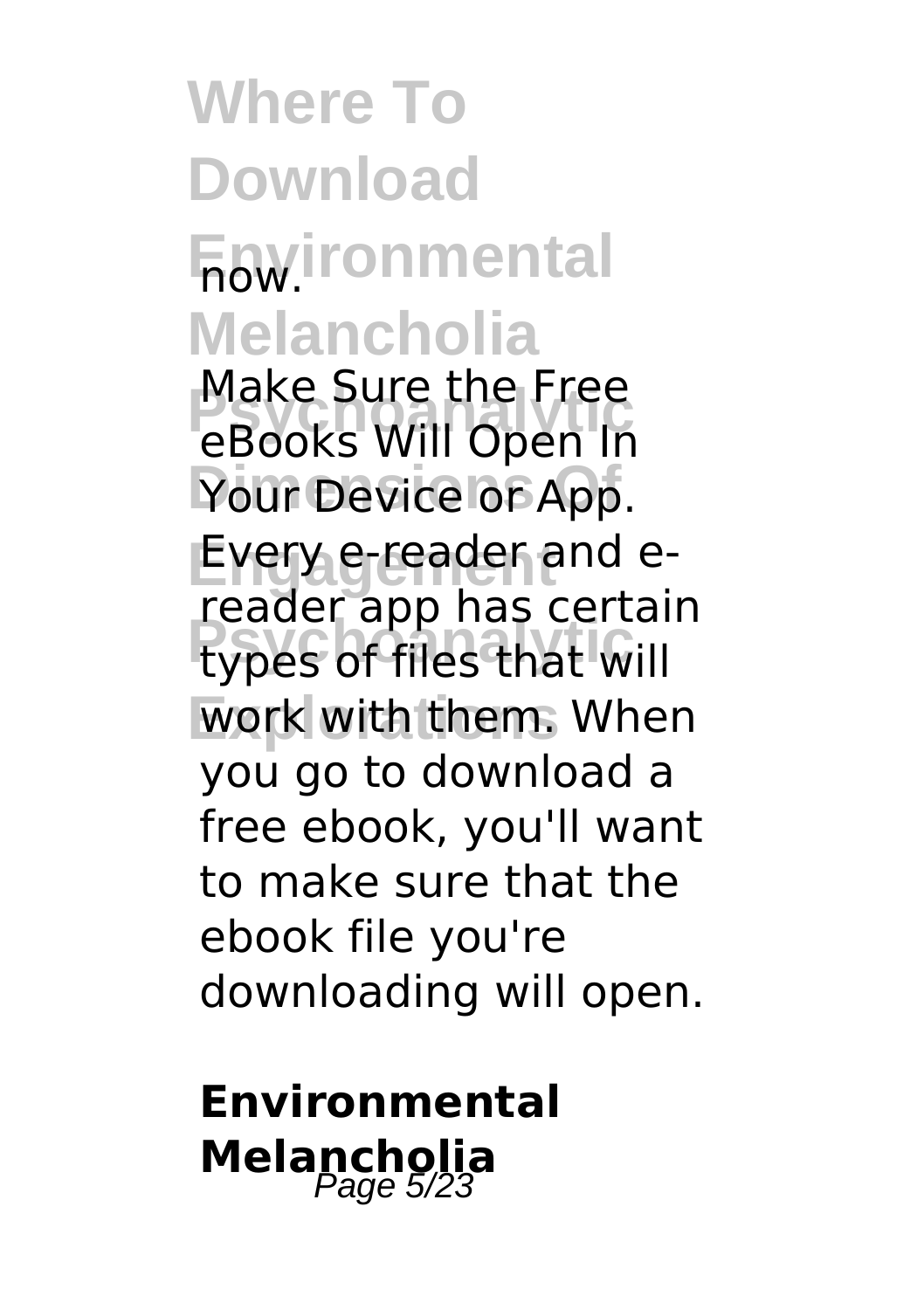now.

Make Sure the Free eBooks Will Open In Your Device or App. Every e-reader and e-reader app has certain types of files that will work with them. When you go to download a free ebook, you'll want to make sure that the ebook file you're downloading will open.

## Environmental Melancholia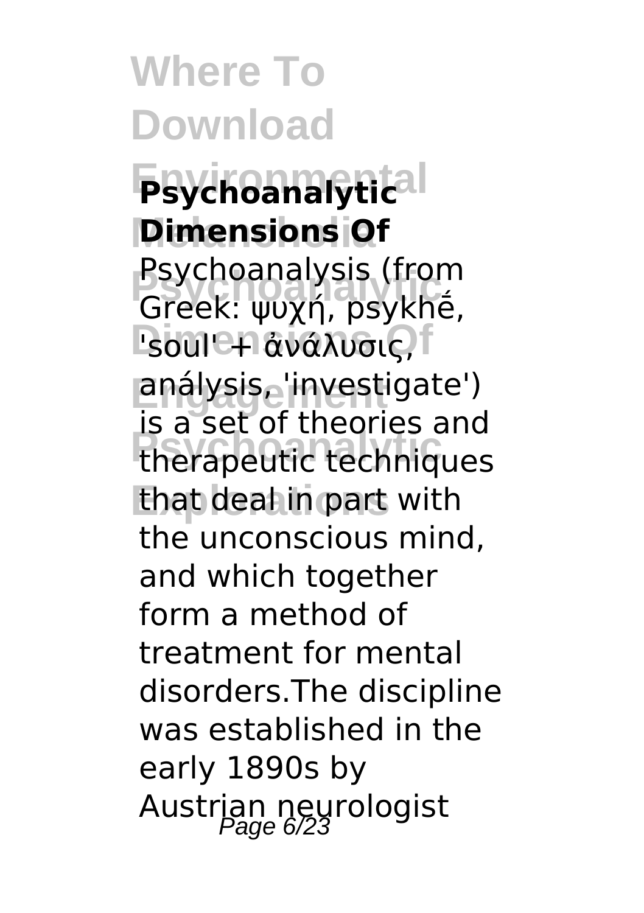# Where To Download Environmental Melancholia Psychoanalytic Dimensions Of Engagement Psychoanalytic Explorations

**Psychoanalytic Dimensions Of**

Psychoanalysis (from Greek: ψυχή, psykhḗ, 'soul' + ἀνάλυσις, análysis, 'investigate') is a set of theories and therapeutic techniques that deal in part with the unconscious mind, and which together form a method of treatment for mental disorders.The discipline was established in the early 1890s by Austrian neurologist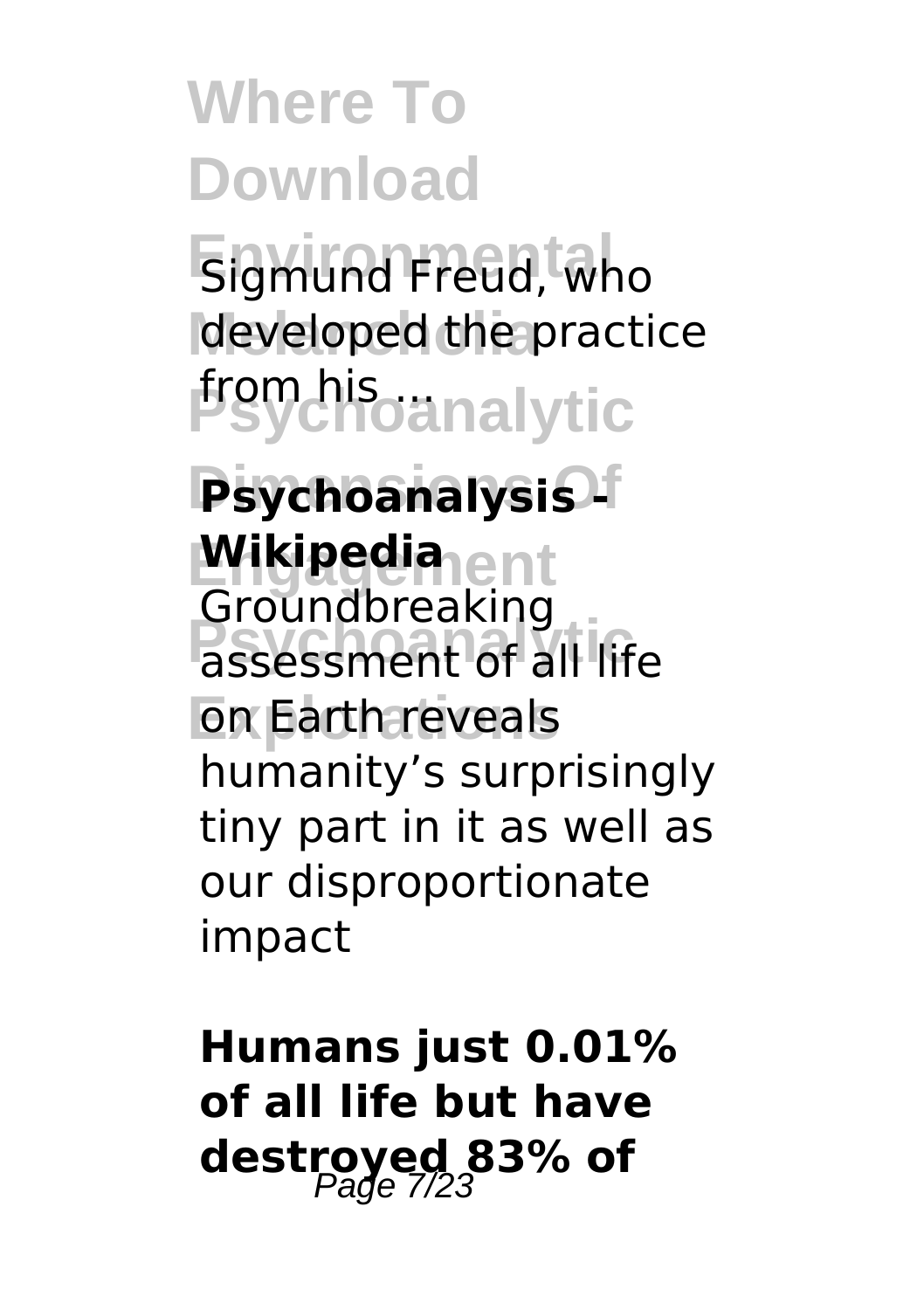Sigmund Freud, who developed the practice from his ...

**Psychoanalysis - Wikipedia**

Groundbreaking assessment of all life on Earth reveals humanity's surprisingly tiny part in it as well as our disproportionate impact

**Humans just 0.01% of all life but have destroyed 83% of**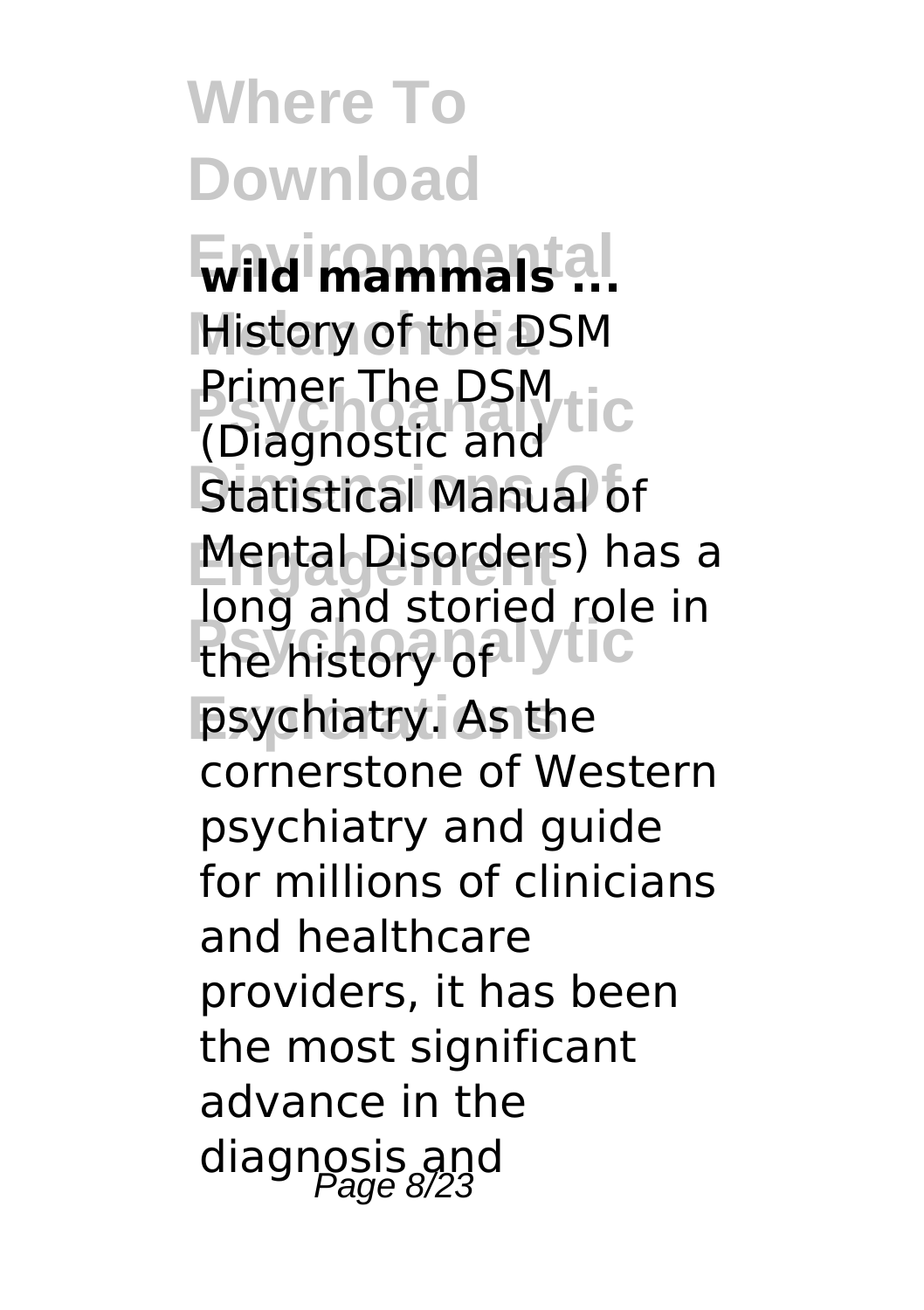**wild mammals ...**

History of the DSM Primer The DSM (Diagnostic and Statistical Manual of Mental Disorders) has a long and storied role in the history of psychiatry. As the cornerstone of Western psychiatry and guide for millions of clinicians and healthcare providers, it has been the most significant advance in the diagnosis and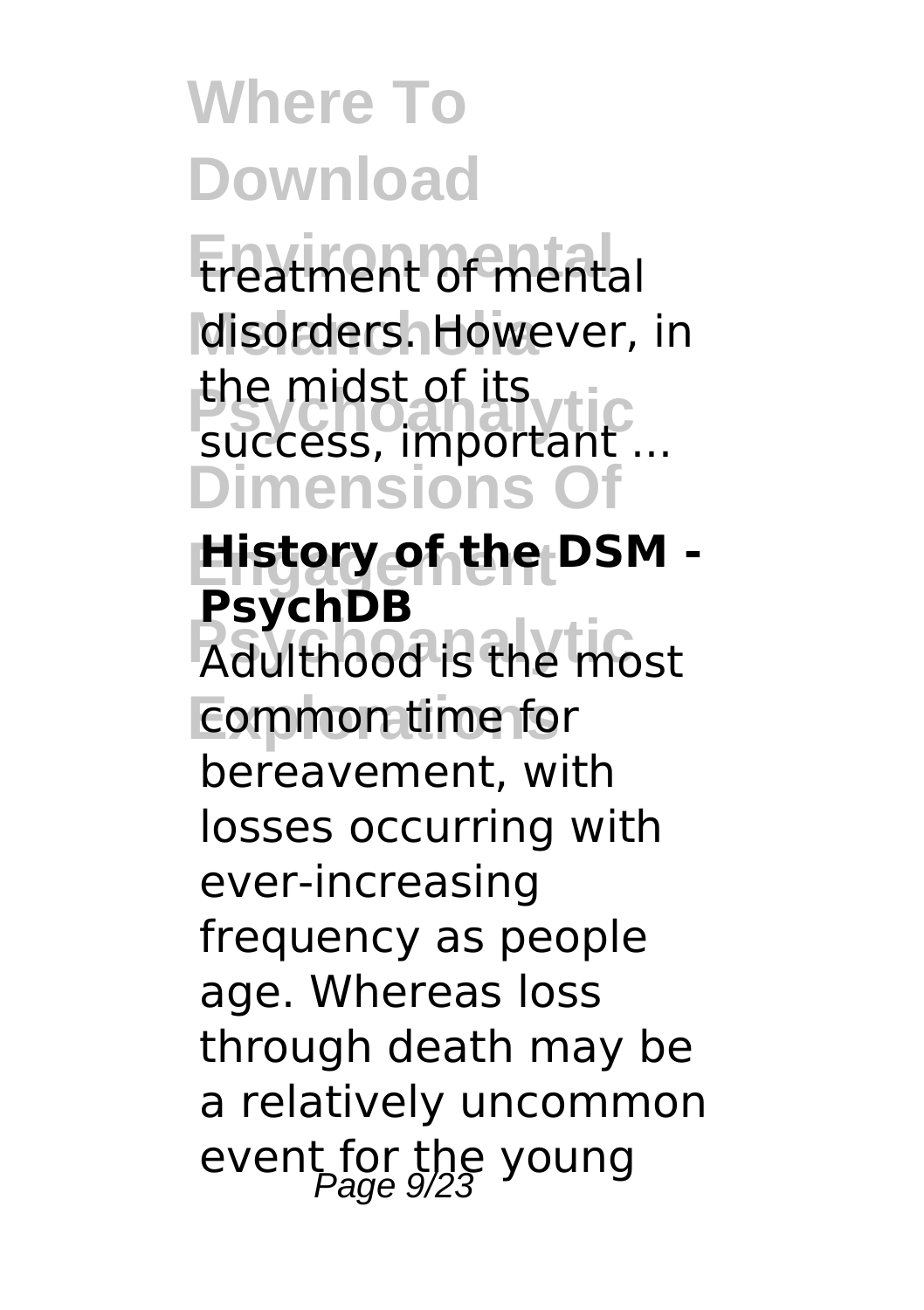treatment of mental disorders. However, in the midst of its success, important ...

**History of the DSM - PsychDB**

Adulthood is the most common time for bereavement, with losses occurring with ever-increasing frequency as people age. Whereas loss through death may be a relatively uncommon event for the young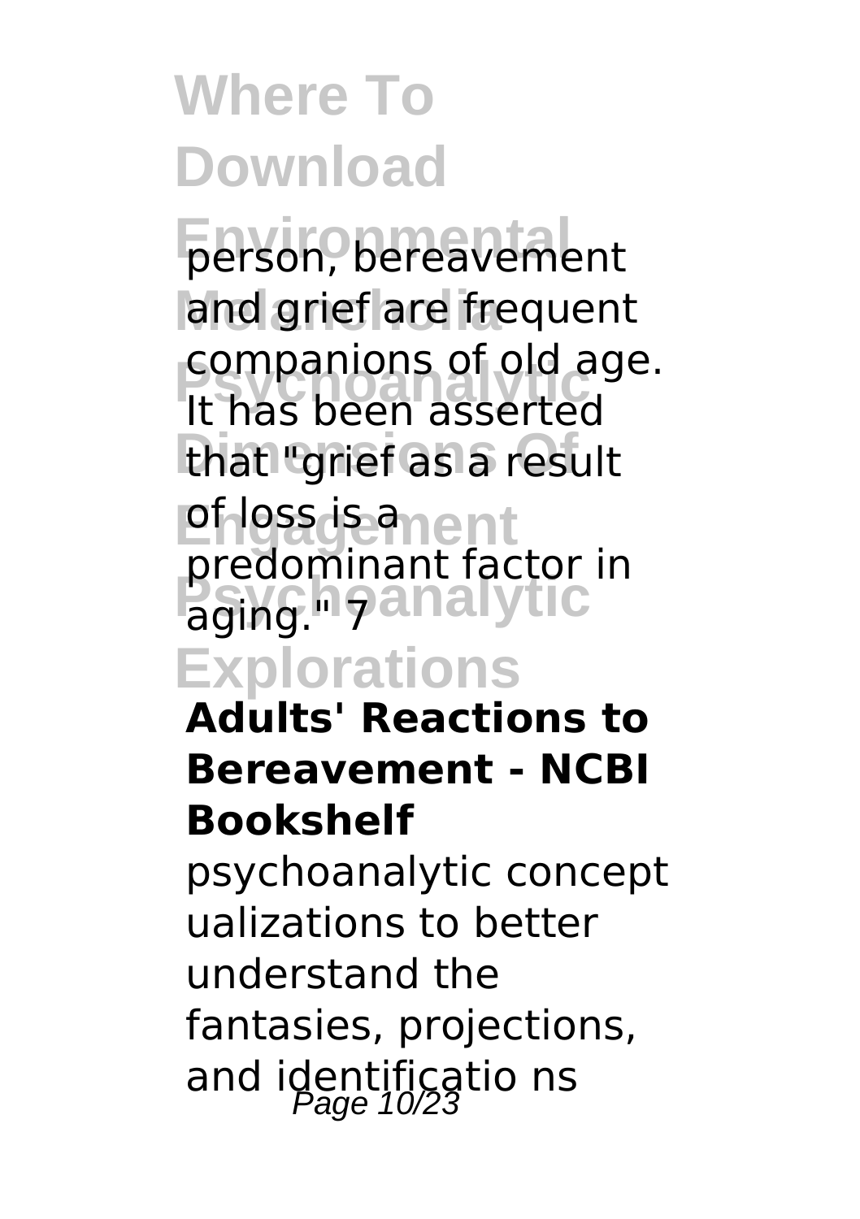person, bereavement and grief are frequent companions of old age. It has been asserted that "grief as a result of loss is a predominant factor in aging." 7

**Adults' Reactions to Bereavement - NCBI Bookshelf**

psychoanalytic concept ualizations to better understand the fantasies, projections, and identificatio ns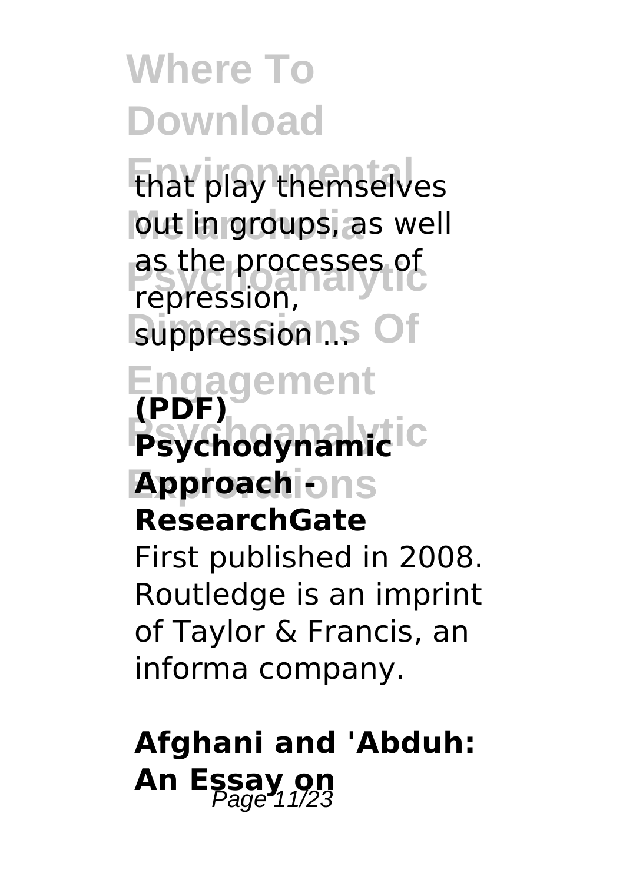that play themselves out in groups, as well as the processes of repression, suppression ...

**(PDF) Psychodynamic Approach - ResearchGate**

First published in 2008. Routledge is an imprint of Taylor & Francis, an informa company.

## Afghani and 'Abduh: An Essay on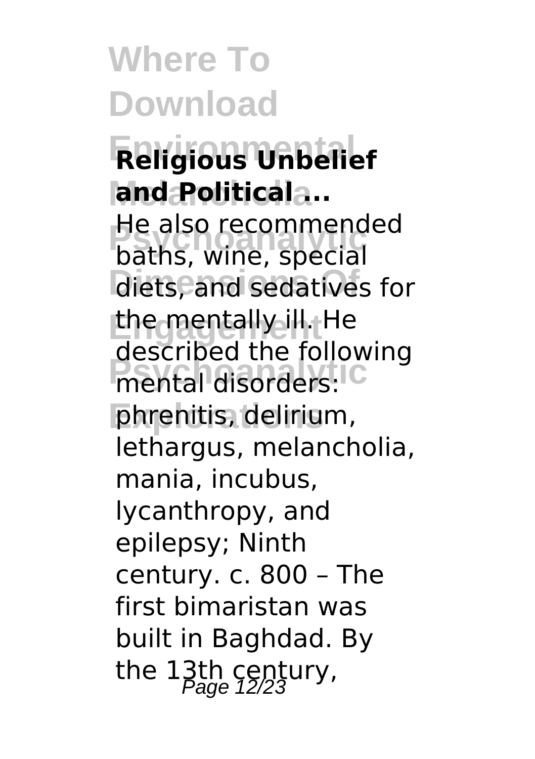**Religious Unbelief and Political ...**

He also recommended baths, wine, special diets, and sedatives for the mentally ill. He described the following mental disorders: phrenitis, delirium, lethargus, melancholia, mania, incubus, lycanthropy, and epilepsy; Ninth century. c. 800 – The first bimaristan was built in Baghdad. By the 13th century,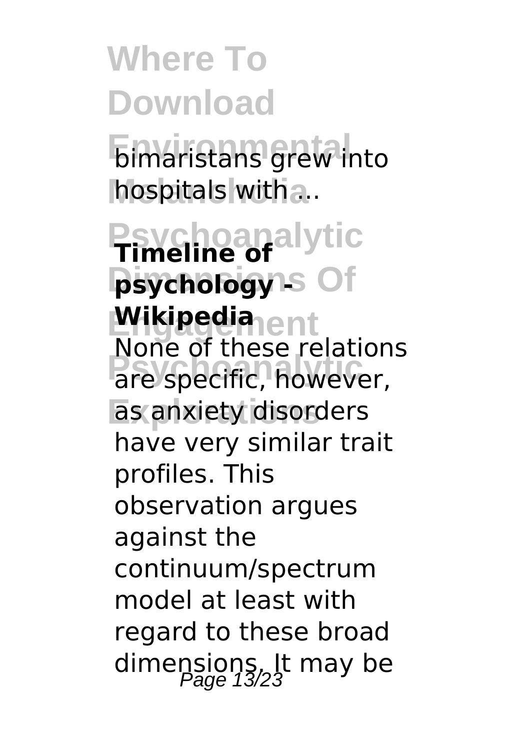bimaristans grew into hospitals with ...

**Timeline of psychology - Wikipedia**

None of these relations are specific, however, as anxiety disorders have very similar trait profiles. This observation argues against the continuum/spectrum model at least with regard to these broad dimensions. It may be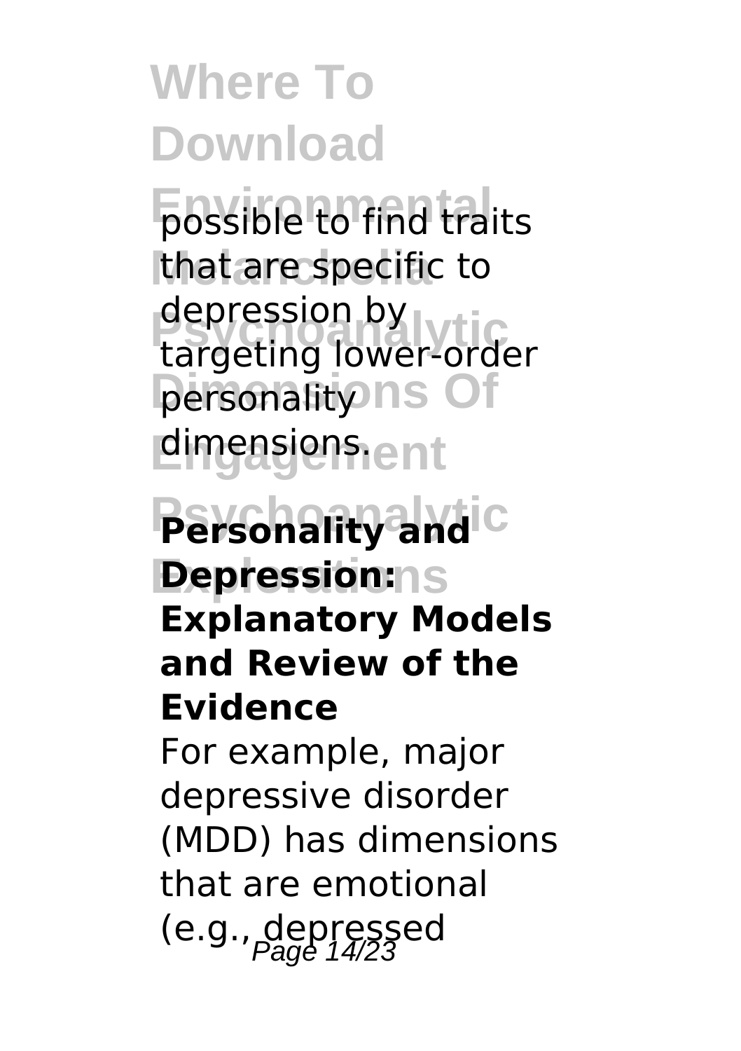possible to find traits that are specific to depression by targeting lower-order personality dimensions.

**Personality and Depression: Explanatory Models and Review of the Evidence**

For example, major depressive disorder (MDD) has dimensions that are emotional (e.g., depressed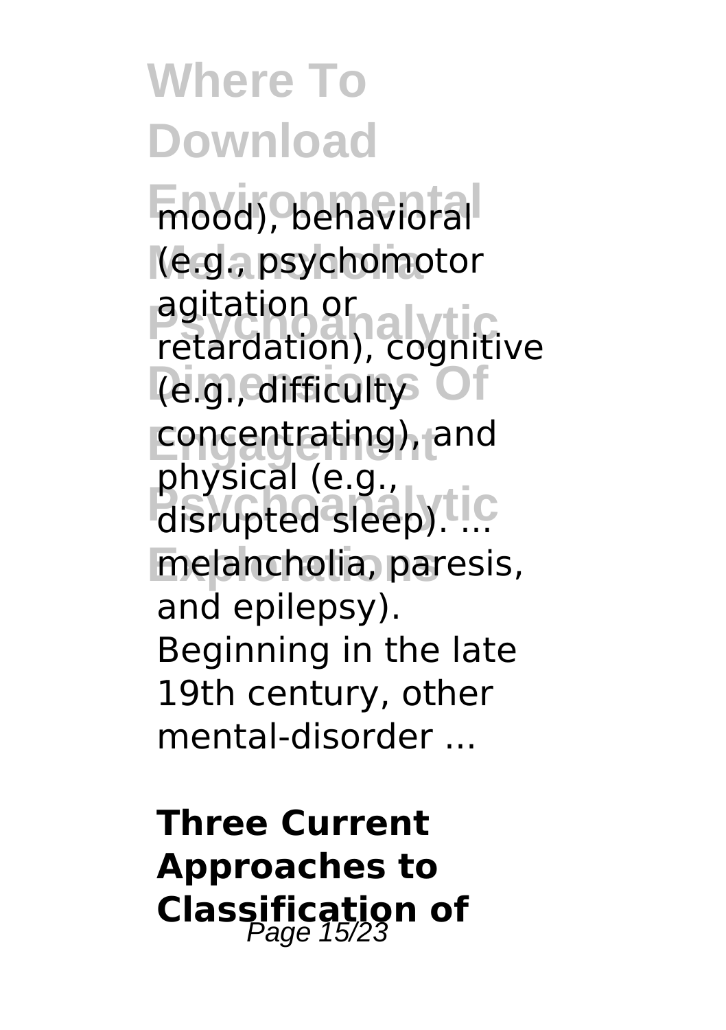mood), behavioral (e.g., psychomotor agitation or retardation), cognitive (e.g., difficulty concentrating), and physical (e.g., disrupted sleep). ... melancholia, paresis, and epilepsy). Beginning in the late 19th century, other mental-disorder ...

**Three Current Approaches to Classification of**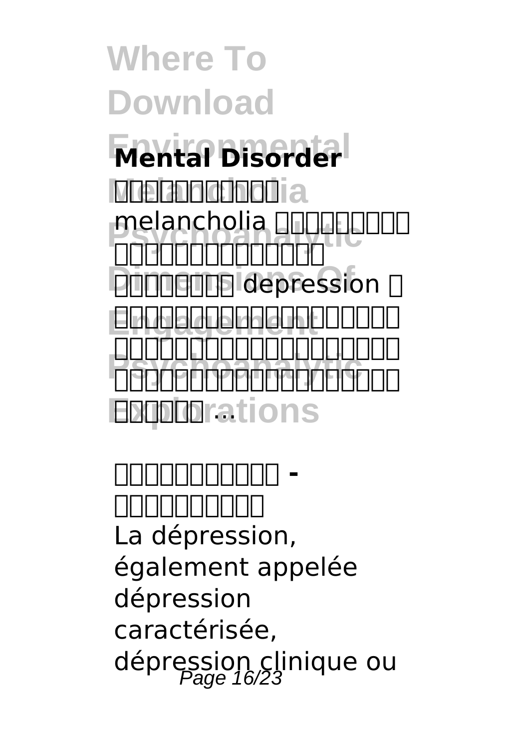**Mental Disorder**

□□□□□□□□□

melancholia □□□□□□□□□□□□□□□□□□□□□□□□□□□□□□ depression □□□□□□□□□□□□□□□□□□□□□□□□□□□□□□□□□□□□□□□□□□□□□□□□□□□□□□□□□□□□□□□□ ...

**□□□□□□□□□□ - □□□□□□□□□**

La dépression, également appelée dépression caractérisée, dépression clinique ou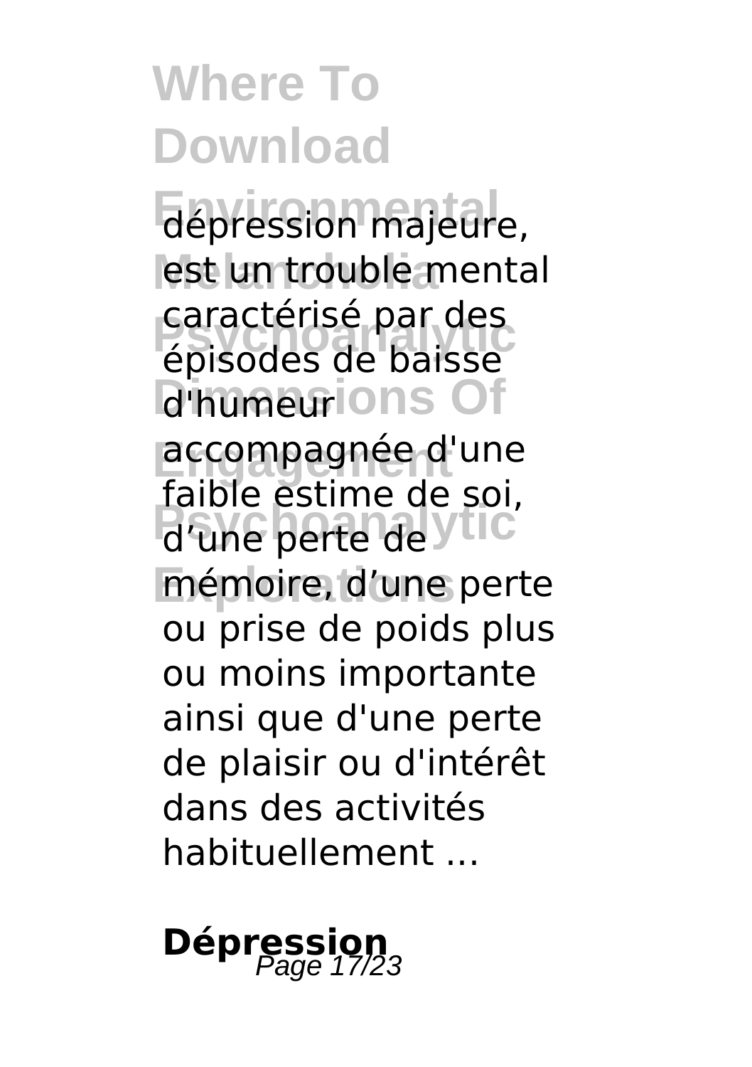dépression majeure, est un trouble mental caractérisé par des épisodes de baisse d'humeur accompagnée d'une faible estime de soi, d'une perte de mémoire, d'une perte ou prise de poids plus ou moins importante ainsi que d'une perte de plaisir ou d'intérêt dans des activités habituellement ...

**Dépression**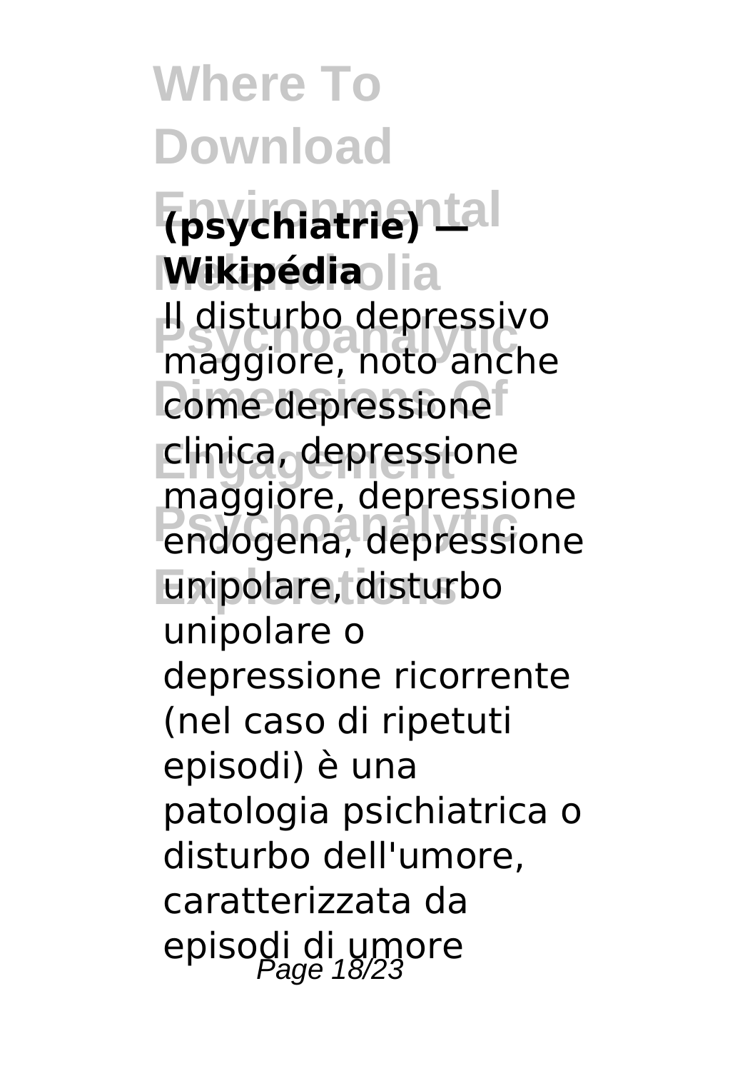**(psychiatrie) — Wikipédia**

Il disturbo depressivo maggiore, noto anche come depressione clinica, depressione maggiore, depressione endogena, depressione unipolare, disturbo unipolare o depressione ricorrente (nel caso di ripetuti episodi) è una patologia psichiatrica o disturbo dell'umore, caratterizzata da episodi di umore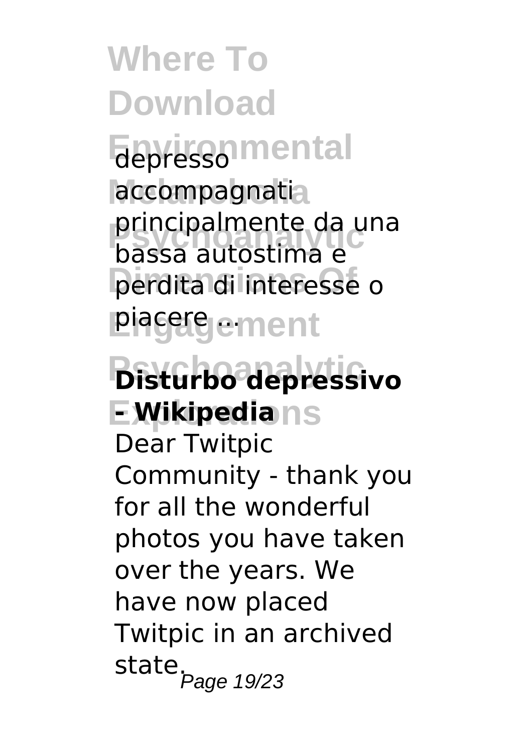depresso accompagnati principalmente da una bassa autostima e perdita di interesse o piacere ...

**Disturbo depressivo - Wikipedia**

Dear Twitpic Community - thank you for all the wonderful photos you have taken over the years. We have now placed Twitpic in an archived state.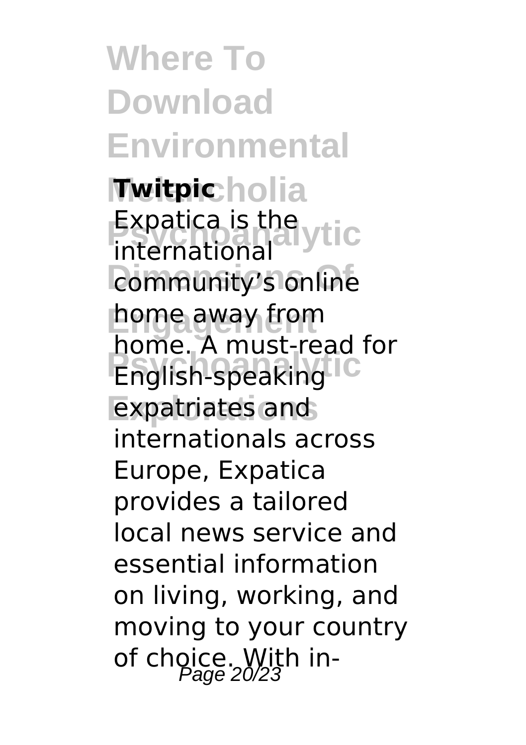**Twitpic**

Expatica is the international community's online home away from home. A must-read for English-speaking expatriates and internationals across Europe, Expatica provides a tailored local news service and essential information on living, working, and moving to your country of choice. With in-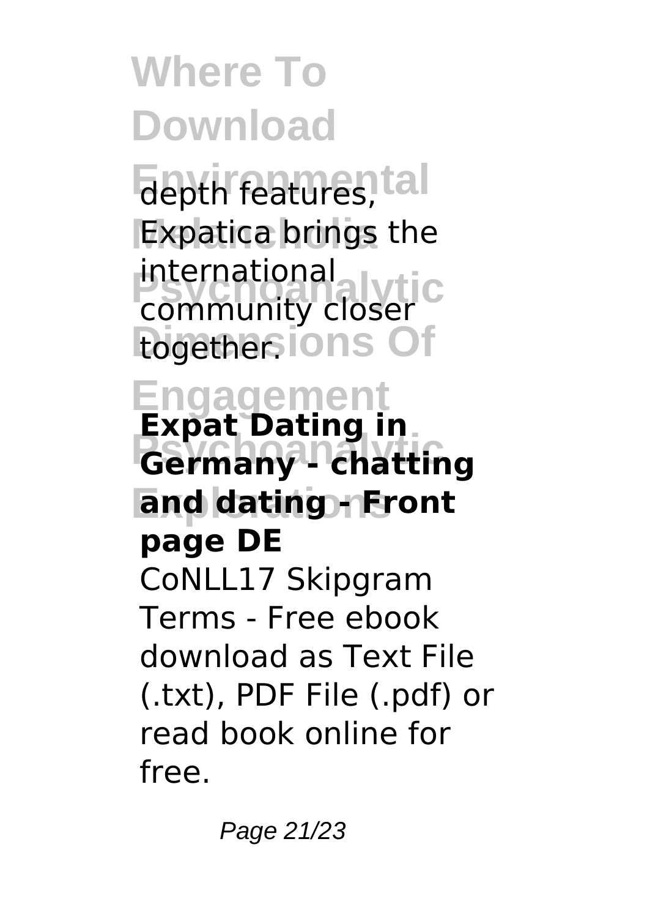depth features, Expatica brings the international community closer together.

**Expat Dating in Germany - chatting and dating - Front page DE**

CoNLL17 Skipgram Terms - Free ebook download as Text File (.txt), PDF File (.pdf) or read book online for free.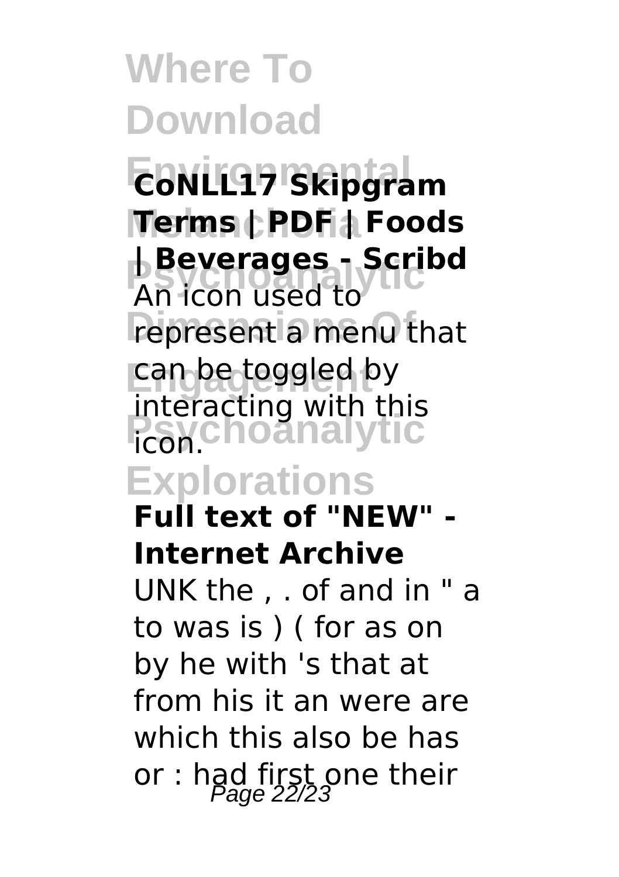**CoNLL17 Skipgram Terms | PDF | Foods | Beverages - Scribd**

An icon used to represent a menu that can be toggled by interacting with this icon.

**Full text of "NEW" - Internet Archive**

UNK the , . of and in " a to was is ) ( for as on by he with 's that at from his it an were are which this also be has or : had first one their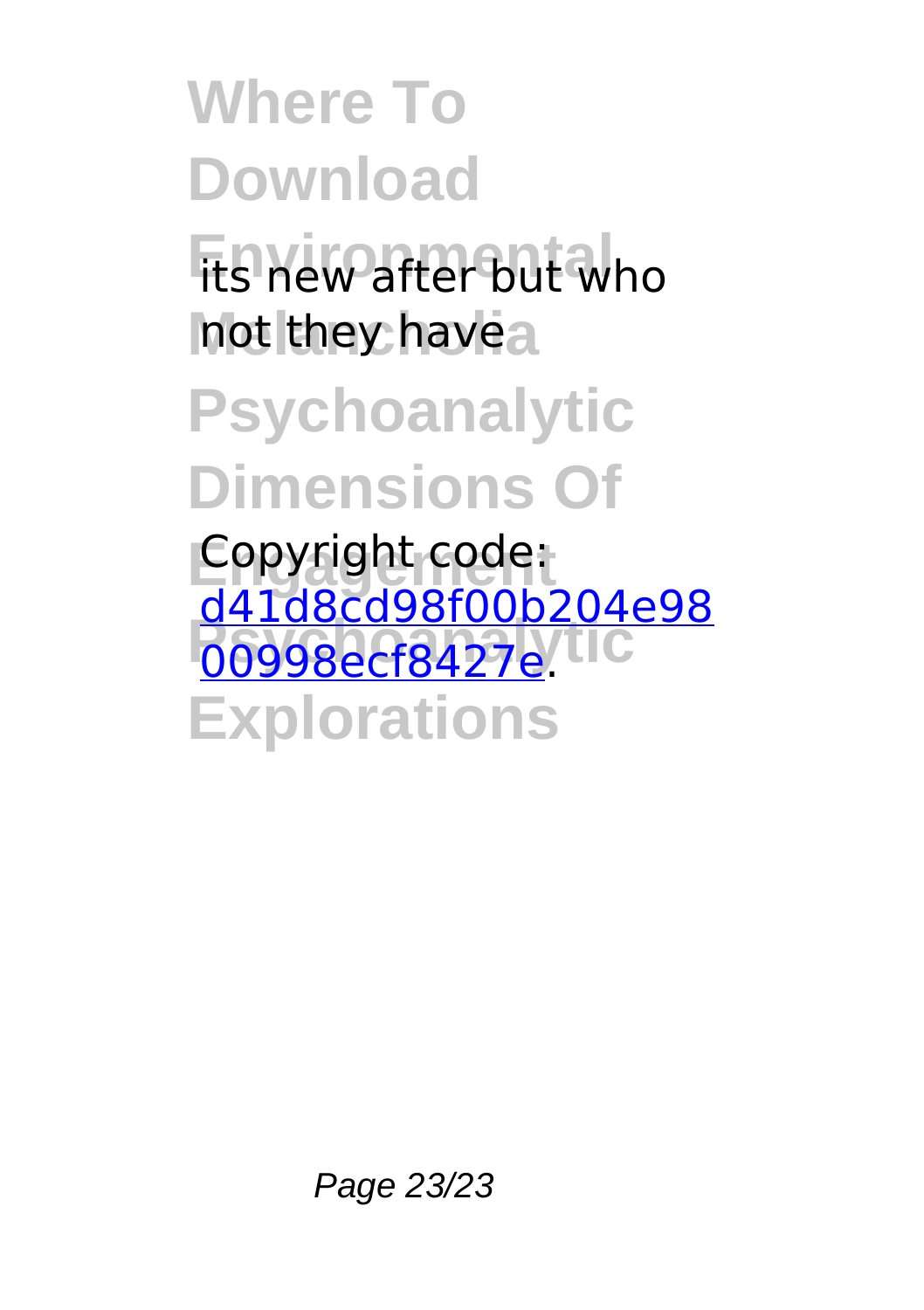its new after but who not they have

Copyright code: [d41d8cd98f00b204e9800998ecf8427e](d41d8cd98f00b204e9800998ecf8427e).